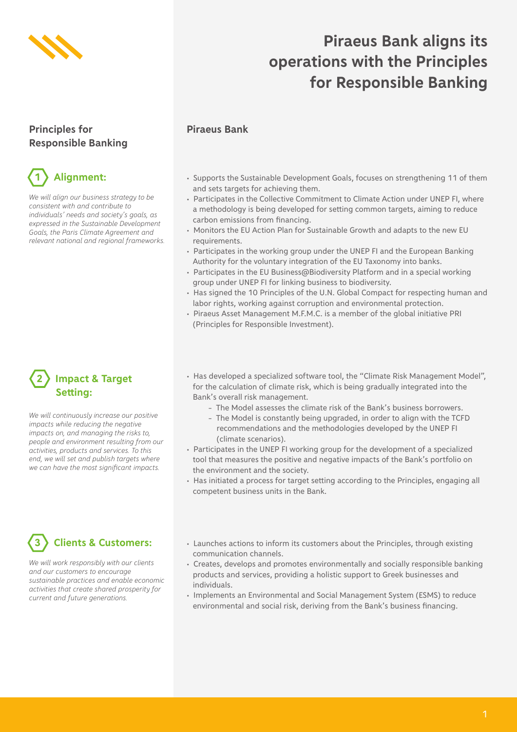# Piraeus Bank aligns its operations with the Principles for Responsible Banking

| Principles for Responsible Banking | Piraeus Bank |
| --- | --- |
| **1 Alignment:**<br><br>*We will align our business strategy to be consistent with and contribute to individuals' needs and society's goals, as expressed in the Sustainable Development Goals, the Paris Climate Agreement and relevant national and regional frameworks.* | • Supports the Sustainable Development Goals, focuses on strengthening 11 of them and sets targets for achieving them.<br>• Participates in the Collective Commitment to Climate Action under UNEP FI, where a methodology is being developed for setting common targets, aiming to reduce carbon emissions from financing.<br>• Monitors the EU Action Plan for Sustainable Growth and adapts to the new EU requirements.<br>• Participates in the working group under the UNEP FI and the European Banking Authority for the voluntary integration of the EU Taxonomy into banks.<br>• Participates in the EU Business@Biodiversity Platform and in a special working group under UNEP FI for linking business to biodiversity.<br>• Has signed the 10 Principles of the U.N. Global Compact for respecting human and labor rights, working against corruption and environmental protection.<br>• Piraeus Asset Management M.F.M.C. is a member of the global initiative PRI (Principles for Responsible Investment). |
| **2 Impact & Target Setting:**<br><br>*We will continuously increase our positive impacts while reducing the negative impacts on, and managing the risks to, people and environment resulting from our activities, products and services. To this end, we will set and publish targets where we can have the most significant impacts.* | • Has developed a specialized software tool, the "Climate Risk Management Model", for the calculation of climate risk, which is being gradually integrated into the Bank's overall risk management.<br>&nbsp;&nbsp;- The Model assesses the climate risk of the Bank's business borrowers.<br>&nbsp;&nbsp;- The Model is constantly being upgraded, in order to align with the TCFD recommendations and the methodologies developed by the UNEP FI (climate scenarios).<br>• Participates in the UNEP FI working group for the development of a specialized tool that measures the positive and negative impacts of the Bank's portfolio on the environment and the society.<br>• Has initiated a process for target setting according to the Principles, engaging all competent business units in the Bank. |
| **3 Clients & Customers:**<br><br>*We will work responsibly with our clients and our customers to encourage sustainable practices and enable economic activities that create shared prosperity for current and future generations.* | • Launches actions to inform its customers about the Principles, through existing communication channels.<br>• Creates, develops and promotes environmentally and socially responsible banking products and services, providing a holistic support to Greek businesses and individuals.<br>• Implements an Environmental and Social Management System (ESMS) to reduce environmental and social risk, deriving from the Bank's business financing. |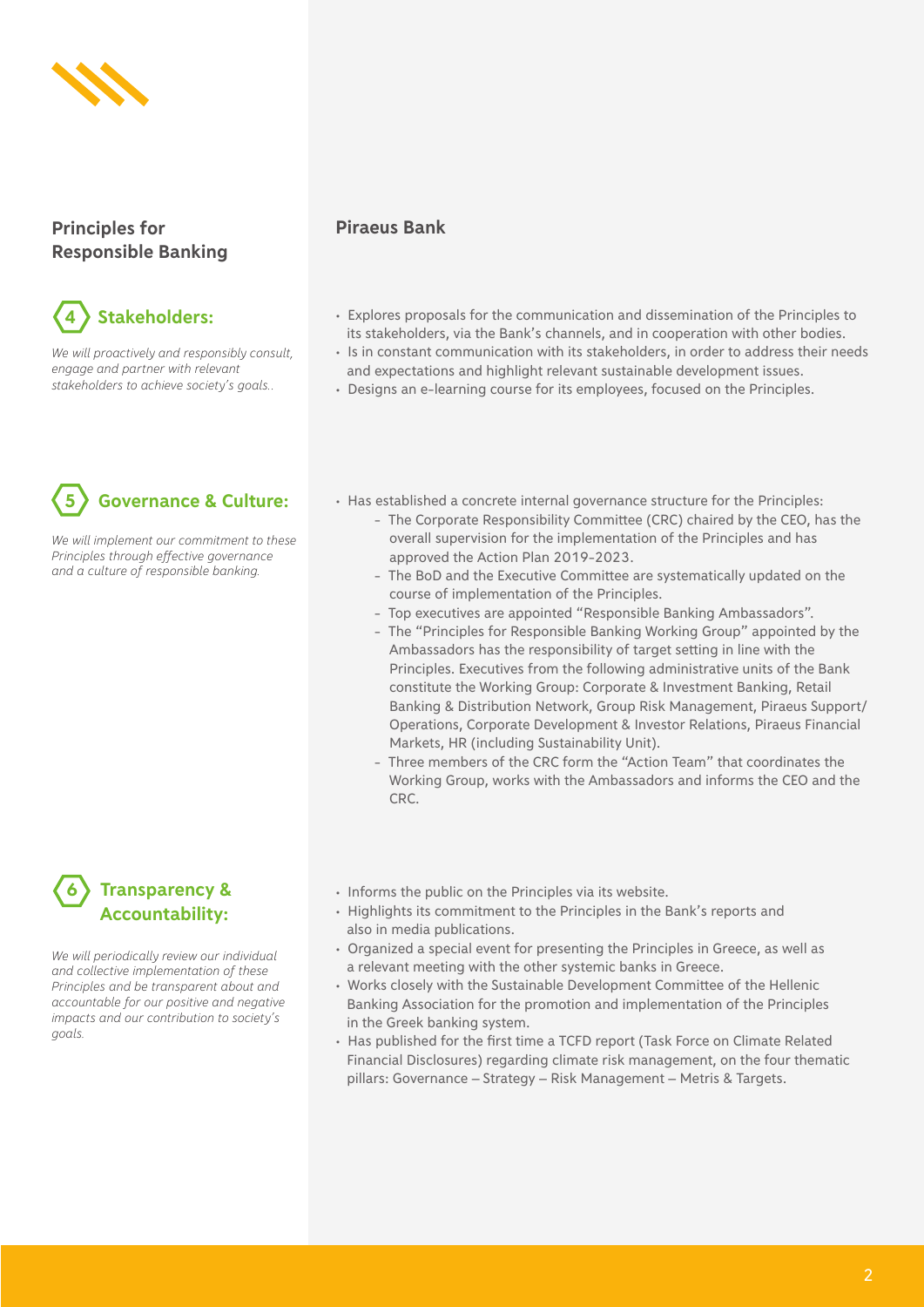## Principles for Responsible Banking

## Piraeus Bank

### 4 Stakeholders:

*We will proactively and responsibly consult, engage and partner with relevant stakeholders to achieve society's goals..*

- Explores proposals for the communication and dissemination of the Principles to its stakeholders, via the Bank's channels, and in cooperation with other bodies.
- Is in constant communication with its stakeholders, in order to address their needs and expectations and highlight relevant sustainable development issues.
- Designs an e-learning course for its employees, focused on the Principles.

### 5 Governance & Culture:

*We will implement our commitment to these Principles through effective governance and a culture of responsible banking.*

- Has established a concrete internal governance structure for the Principles:
  - The Corporate Responsibility Committee (CRC) chaired by the CEO, has the overall supervision for the implementation of the Principles and has approved the Action Plan 2019-2023.
  - The BoD and the Executive Committee are systematically updated on the course of implementation of the Principles.
  - Top executives are appointed "Responsible Banking Ambassadors".
  - The "Principles for Responsible Banking Working Group" appointed by the Ambassadors has the responsibility of target setting in line with the Principles. Executives from the following administrative units of the Bank constitute the Working Group: Corporate & Investment Banking, Retail Banking & Distribution Network, Group Risk Management, Piraeus Support/Operations, Corporate Development & Investor Relations, Piraeus Financial Markets, HR (including Sustainability Unit).
  - Three members of the CRC form the "Action Team" that coordinates the Working Group, works with the Ambassadors and informs the CEO and the CRC.

### 6 Transparency & Accountability:

*We will periodically review our individual and collective implementation of these Principles and be transparent about and accountable for our positive and negative impacts and our contribution to society's goals.*

- Informs the public on the Principles via its website.
- Highlights its commitment to the Principles in the Bank's reports and also in media publications.
- Organized a special event for presenting the Principles in Greece, as well as a relevant meeting with the other systemic banks in Greece.
- Works closely with the Sustainable Development Committee of the Hellenic Banking Association for the promotion and implementation of the Principles in the Greek banking system.
- Has published for the first time a TCFD report (Task Force on Climate Related Financial Disclosures) regarding climate risk management, on the four thematic pillars: Governance – Strategy – Risk Management – Metris & Targets.